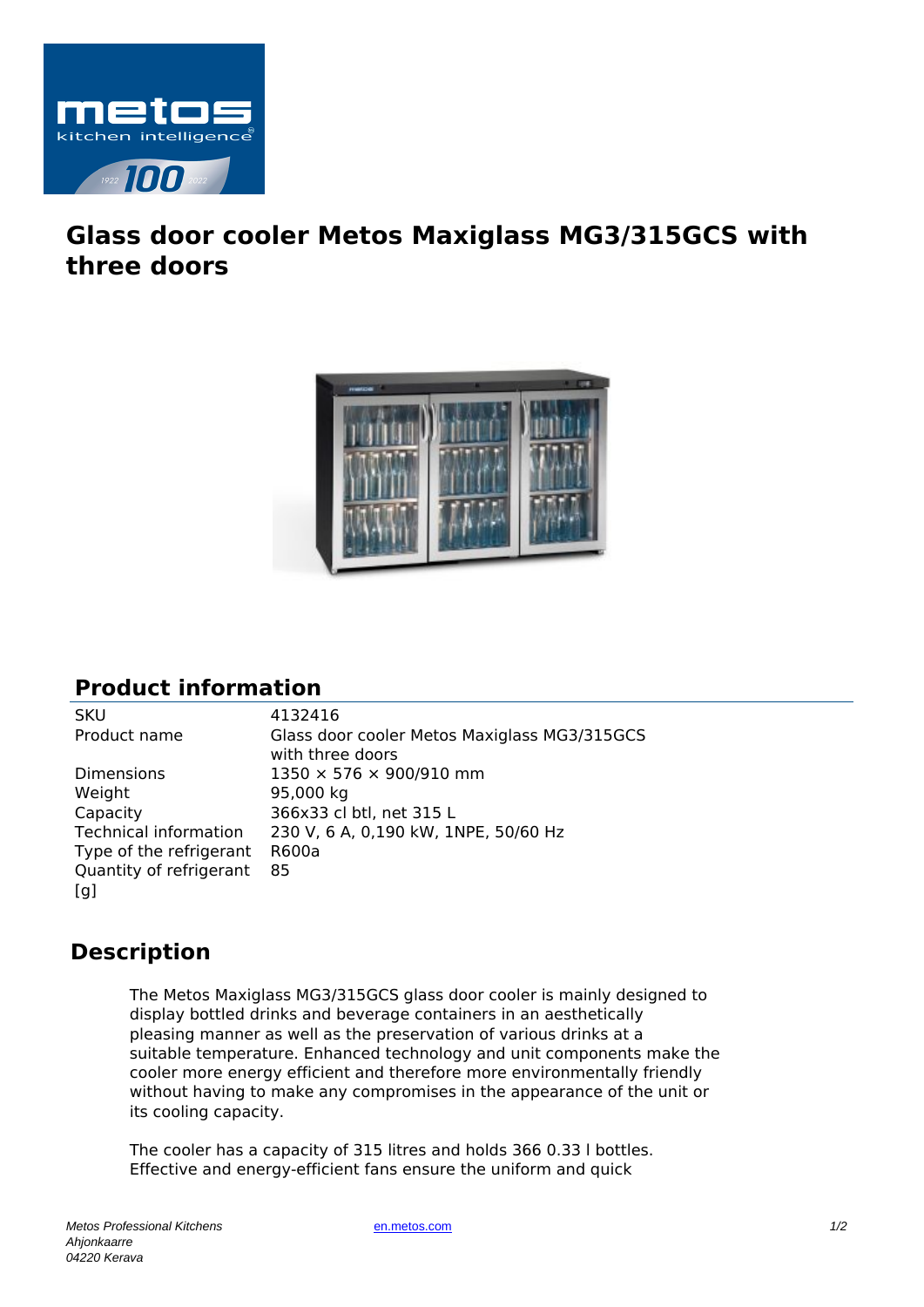# Glass door cooler Metos Maxiglass MG3/315GCS with three doors

## Product information

| | |
|---|---|
| SKU | 4132416 |
| Product name | Glass door cooler Metos Maxiglass MG3/315GCS with three doors |
| Dimensions | 1350 × 576 × 900/910 mm |
| Weight | 95,000 kg |
| Capacity | 366x33 cl btl, net 315 L |
| Technical information | 230 V, 6 A, 0,190 kW, 1NPE, 50/60 Hz |
| Type of the refrigerant | R600a |
| Quantity of refrigerant [g] | 85 |

## Description

The Metos Maxiglass MG3/315GCS glass door cooler is mainly designed to display bottled drinks and beverage containers in an aesthetically pleasing manner as well as the preservation of various drinks at a suitable temperature. Enhanced technology and unit components make the cooler more energy efficient and therefore more environmentally friendly without having to make any compromises in the appearance of the unit or its cooling capacity.

The cooler has a capacity of 315 litres and holds 366 0.33 l bottles. Effective and energy-efficient fans ensure the uniform and quick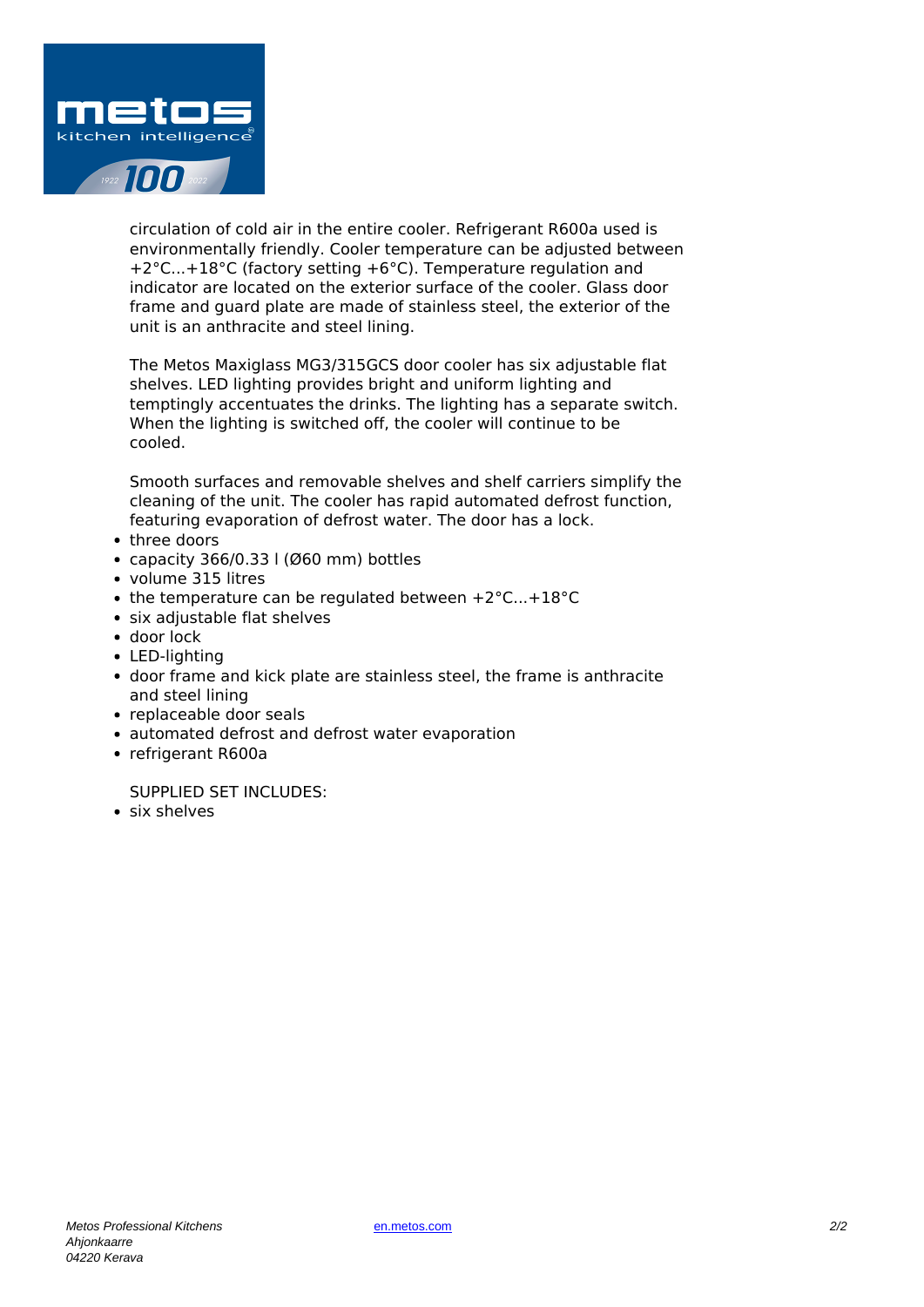circulation of cold air in the entire cooler. Refrigerant R600a used is environmentally friendly. Cooler temperature can be adjusted between +2°C...+18°C (factory setting +6°C). Temperature regulation and indicator are located on the exterior surface of the cooler. Glass door frame and guard plate are made of stainless steel, the exterior of the unit is an anthracite and steel lining.

The Metos Maxiglass MG3/315GCS door cooler has six adjustable flat shelves. LED lighting provides bright and uniform lighting and temptingly accentuates the drinks. The lighting has a separate switch. When the lighting is switched off, the cooler will continue to be cooled.

Smooth surfaces and removable shelves and shelf carriers simplify the cleaning of the unit. The cooler has rapid automated defrost function, featuring evaporation of defrost water. The door has a lock.

- three doors
- capacity 366/0.33 l (Ø60 mm) bottles
- volume 315 litres
- the temperature can be regulated between +2°C...+18°C
- six adjustable flat shelves
- door lock
- LED-lighting
- door frame and kick plate are stainless steel, the frame is anthracite and steel lining
- replaceable door seals
- automated defrost and defrost water evaporation
- refrigerant R600a

SUPPLIED SET INCLUDES:

- six shelves